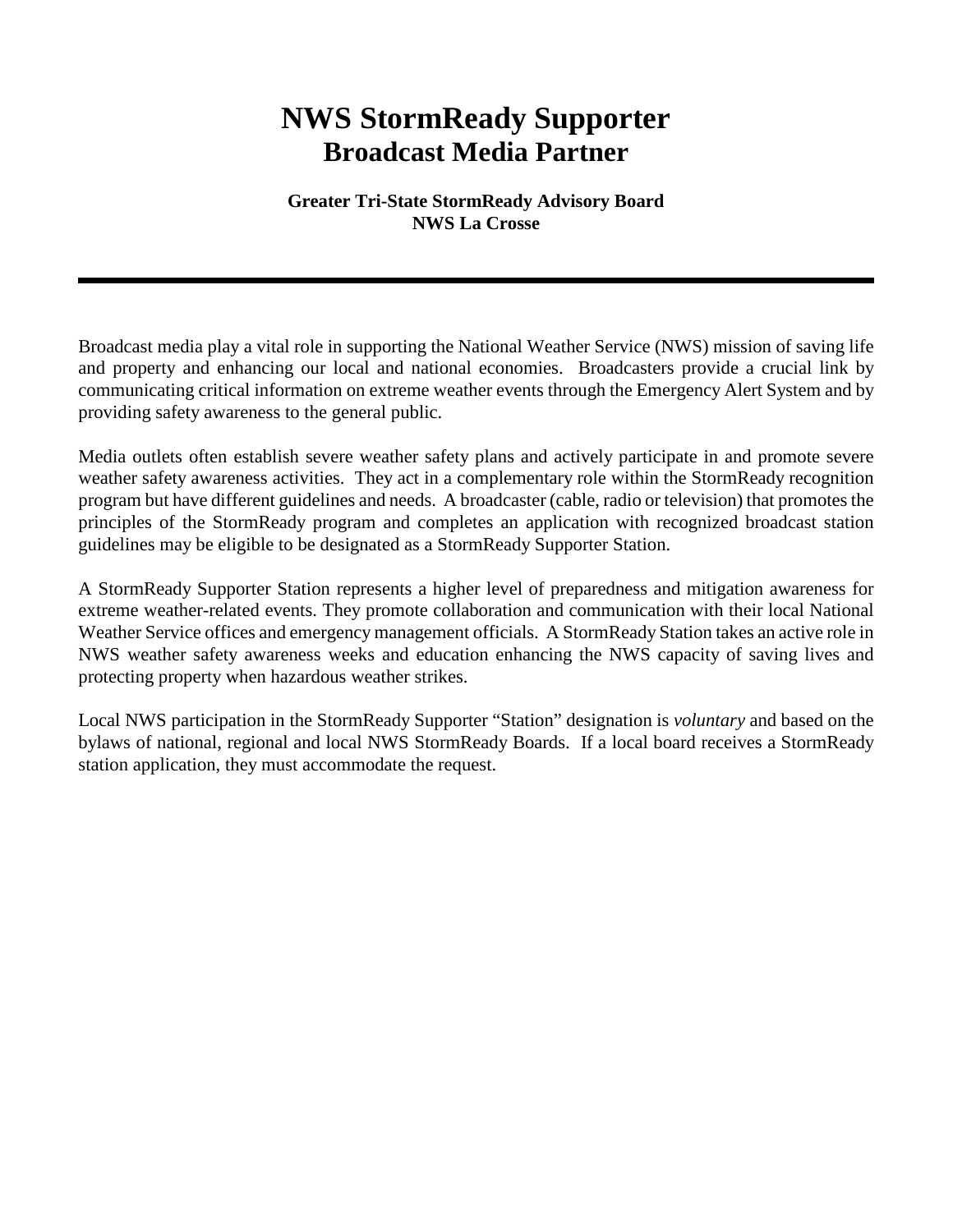# NWS StormReady Supporter
## Broadcast Media Partner

**Greater Tri-State StormReady Advisory Board**
**NWS La Crosse**

---

Broadcast media play a vital role in supporting the National Weather Service (NWS) mission of saving life and property and enhancing our local and national economies. Broadcasters provide a crucial link by communicating critical information on extreme weather events through the Emergency Alert System and by providing safety awareness to the general public.

Media outlets often establish severe weather safety plans and actively participate in and promote severe weather safety awareness activities. They act in a complementary role within the StormReady recognition program but have different guidelines and needs. A broadcaster (cable, radio or television) that promotes the principles of the StormReady program and completes an application with recognized broadcast station guidelines may be eligible to be designated as a StormReady Supporter Station.

A StormReady Supporter Station represents a higher level of preparedness and mitigation awareness for extreme weather-related events. They promote collaboration and communication with their local National Weather Service offices and emergency management officials. A StormReady Station takes an active role in NWS weather safety awareness weeks and education enhancing the NWS capacity of saving lives and protecting property when hazardous weather strikes.

Local NWS participation in the StormReady Supporter "Station" designation is *voluntary* and based on the bylaws of national, regional and local NWS StormReady Boards. If a local board receives a StormReady station application, they must accommodate the request.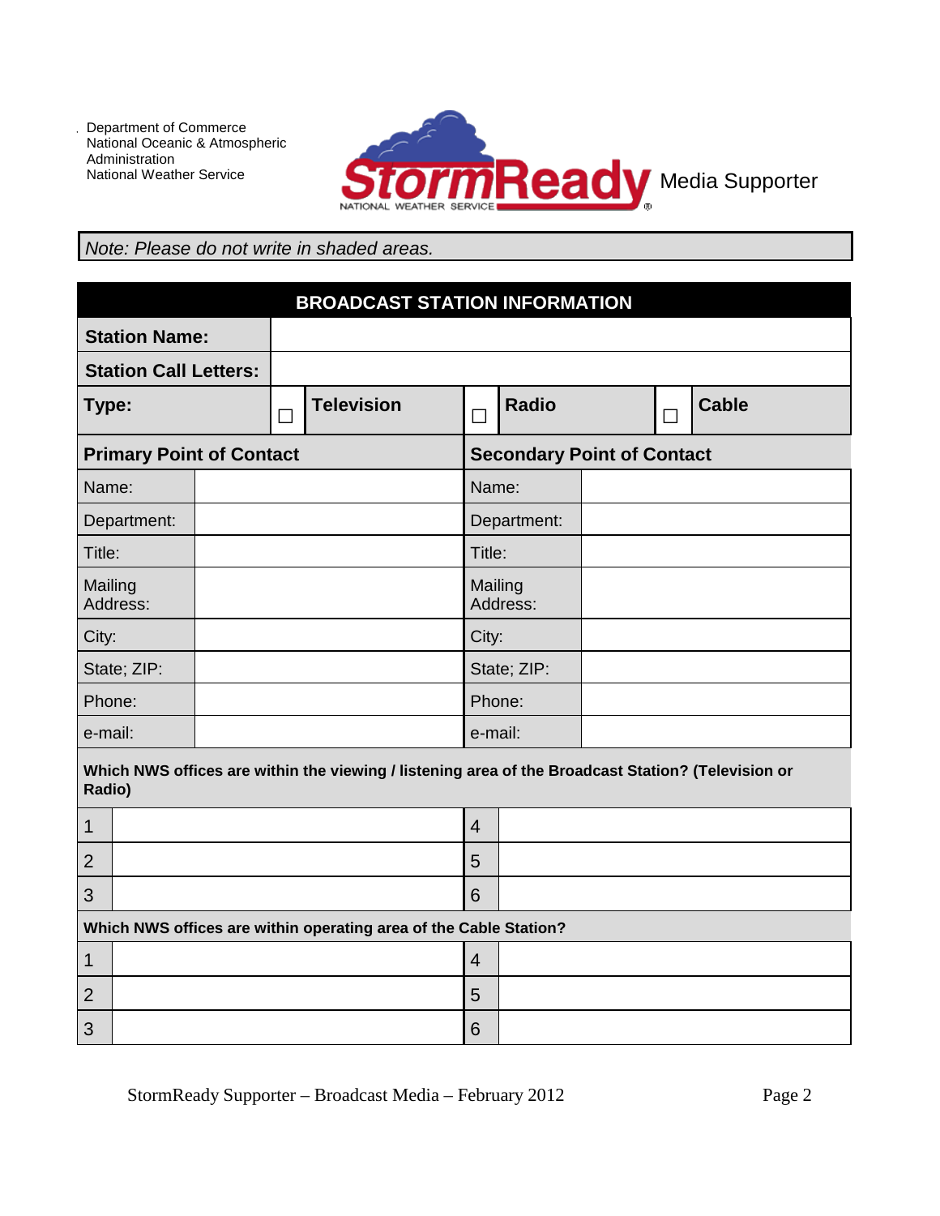Department of Commerce
National Oceanic & Atmospheric Administration
National Weather Service

StormReady NATIONAL WEATHER SERVICE Media Supporter

*Note: Please do not write in shaded areas.*

## BROADCAST STATION INFORMATION

| **Station Name:** | | | | | | |
|---|---|---|---|---|---|---|
| **Station Call Letters:** | | | | | | |
| **Type:** | ☐ | **Television** | ☐ | **Radio** | ☐ | **Cable** |

| **Primary Point of Contact** | | **Secondary Point of Contact** | |
|---|---|---|---|
| Name: | | Name: | |
| Department: | | Department: | |
| Title: | | Title: | |
| Mailing Address: | | Mailing Address: | |
| City: | | City: | |
| State; ZIP: | | State; ZIP: | |
| Phone: | | Phone: | |
| e-mail: | | e-mail: | |

**Which NWS offices are within the viewing / listening area of the Broadcast Station? (Television or Radio)**

| | | | |
|---|---|---|---|
| 1 | | 4 | |
| 2 | | 5 | |
| 3 | | 6 | |

**Which NWS offices are within operating area of the Cable Station?**

| | | | |
|---|---|---|---|
| 1 | | 4 | |
| 2 | | 5 | |
| 3 | | 6 | |

StormReady Supporter – Broadcast Media – February 2012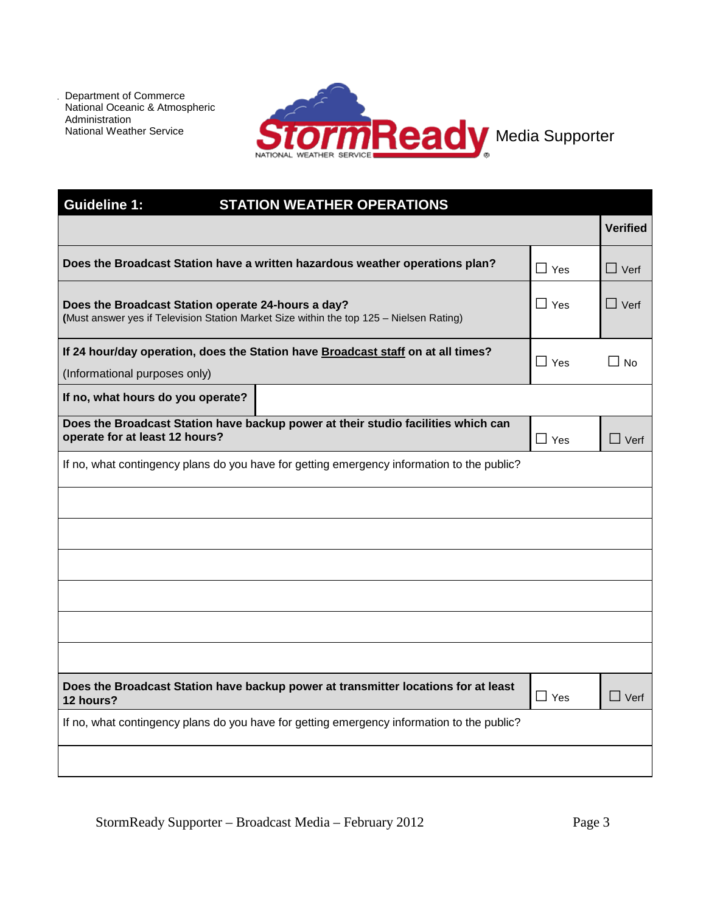Department of Commerce
National Oceanic & Atmospheric Administration
National Weather Service

StormReady Media Supporter

## Guideline 1: STATION WEATHER OPERATIONS

| | | Verified |
|---|---|---|
| **Does the Broadcast Station have a written hazardous weather operations plan?** | ☐ Yes | ☐ Verf |
| **Does the Broadcast Station operate 24-hours a day?**<br>**(**Must answer yes if Television Station Market Size within the top 125 – Nielsen Rating) | ☐ Yes | ☐ Verf |
| **If 24 hour/day operation, does the Station have <u>Broadcast staff</u> on at all times?**<br>(Informational purposes only) | ☐ Yes | ☐ No |
| **If no, what hours do you operate?** | | |
| **Does the Broadcast Station have backup power at their studio facilities which can operate for at least 12 hours?** | ☐ Yes | ☐ Verf |
| If no, what contingency plans do you have for getting emergency information to the public? | | |
| | | |
| | | |
| | | |
| | | |
| | | |
| | | |
| **Does the Broadcast Station have backup power at transmitter locations for at least 12 hours?** | ☐ Yes | ☐ Verf |
| If no, what contingency plans do you have for getting emergency information to the public? | | |
| | | |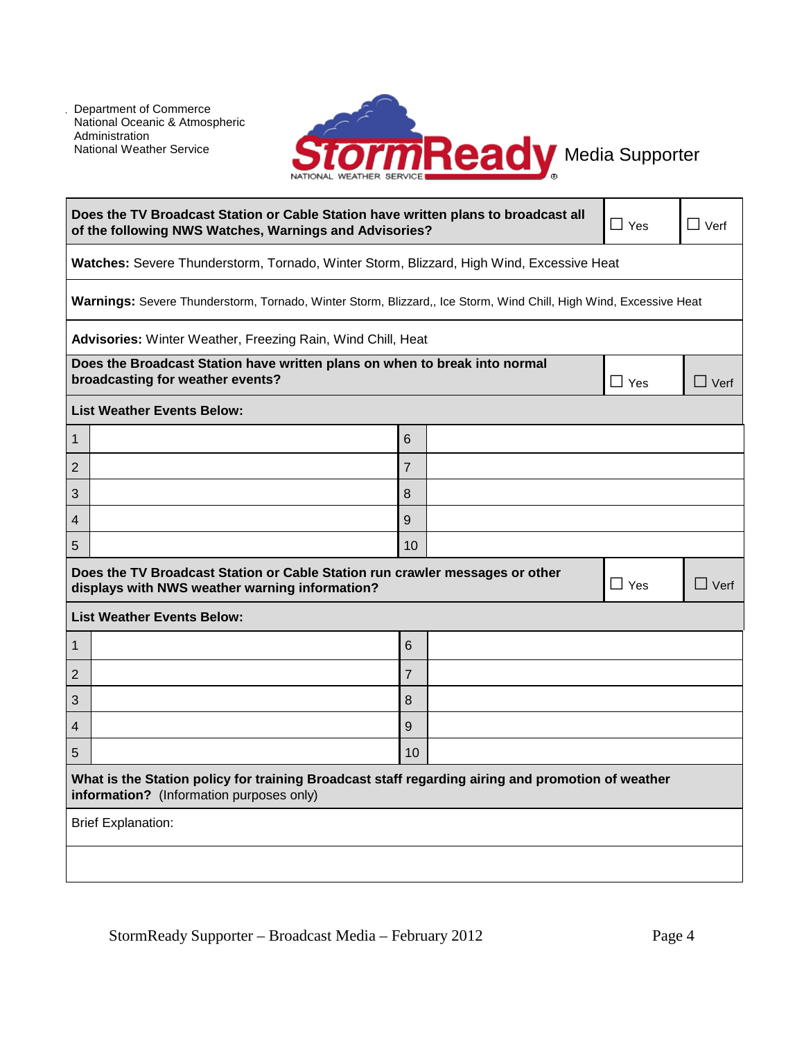Department of Commerce
National Oceanic & Atmospheric Administration
National Weather Service

StormReady Media Supporter

| **Does the TV Broadcast Station or Cable Station have written plans to broadcast all of the following NWS Watches, Warnings and Advisories?** | ☐ Yes | ☐ Verf |
|---|---|---|
| **Watches:** Severe Thunderstorm, Tornado, Winter Storm, Blizzard, High Wind, Excessive Heat | | |
| **Warnings:** Severe Thunderstorm, Tornado, Winter Storm, Blizzard,, Ice Storm, Wind Chill, High Wind, Excessive Heat | | |
| **Advisories:** Winter Weather, Freezing Rain, Wind Chill, Heat | | |

| **Does the Broadcast Station have written plans on when to break into normal broadcasting for weather events?** | ☐ Yes | ☐ Verf |
|---|---|---|

**List Weather Events Below:**

| # | Event | # | Event |
|---|---|---|---|
| 1 | | 6 | |
| 2 | | 7 | |
| 3 | | 8 | |
| 4 | | 9 | |
| 5 | | 10 | |

| **Does the TV Broadcast Station or Cable Station run crawler messages or other displays with NWS weather warning information?** | ☐ Yes | ☐ Verf |
|---|---|---|

**List Weather Events Below:**

| # | Event | # | Event |
|---|---|---|---|
| 1 | | 6 | |
| 2 | | 7 | |
| 3 | | 8 | |
| 4 | | 9 | |
| 5 | | 10 | |

**What is the Station policy for training Broadcast staff regarding airing and promotion of weather information?** (Information purposes only)

Brief Explanation: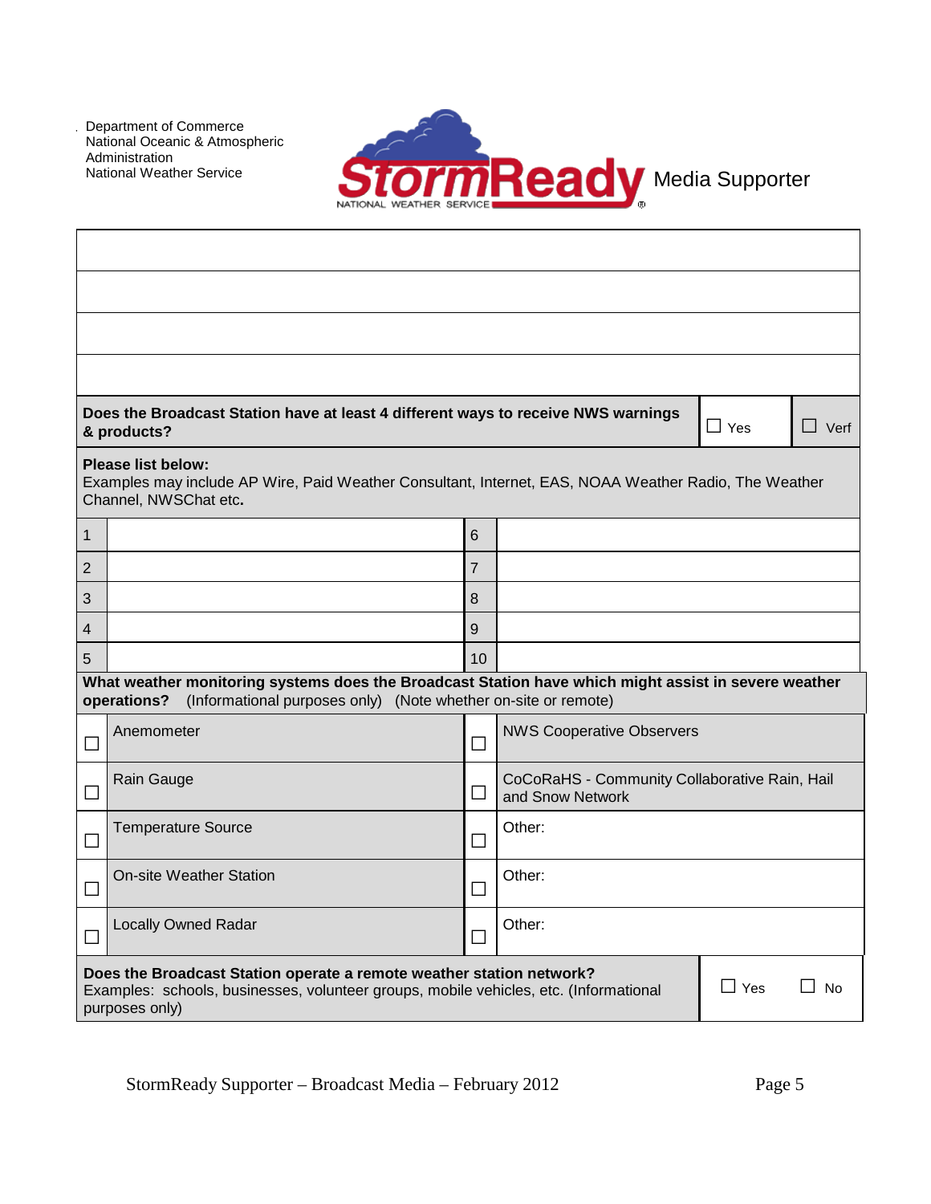Department of Commerce
National Oceanic & Atmospheric Administration
National Weather Service

StormReady Media Supporter

| | | |
|---|---|---|
| **Does the Broadcast Station have at least 4 different ways to receive NWS warnings & products?** | ☐ Yes | ☐ Verf |

**Please list below:**
Examples may include AP Wire, Paid Weather Consultant, Internet, EAS, NOAA Weather Radio, The Weather Channel, NWSChat etc**.**

| | | | |
|---|---|---|---|
| 1 | | 6 | |
| 2 | | 7 | |
| 3 | | 8 | |
| 4 | | 9 | |
| 5 | | 10 | |

**What weather monitoring systems does the Broadcast Station have which might assist in severe weather operations?** (Informational purposes only) (Note whether on-site or remote)

| | | | |
|---|---|---|---|
| ☐ | Anemometer | ☐ | NWS Cooperative Observers |
| ☐ | Rain Gauge | ☐ | CoCoRaHS - Community Collaborative Rain, Hail and Snow Network |
| ☐ | Temperature Source | ☐ | Other: |
| ☐ | On-site Weather Station | ☐ | Other: |
| ☐ | Locally Owned Radar | ☐ | Other: |

| | | |
|---|---|---|
| **Does the Broadcast Station operate a remote weather station network?** Examples: schools, businesses, volunteer groups, mobile vehicles, etc. (Informational purposes only) | ☐ Yes | ☐ No |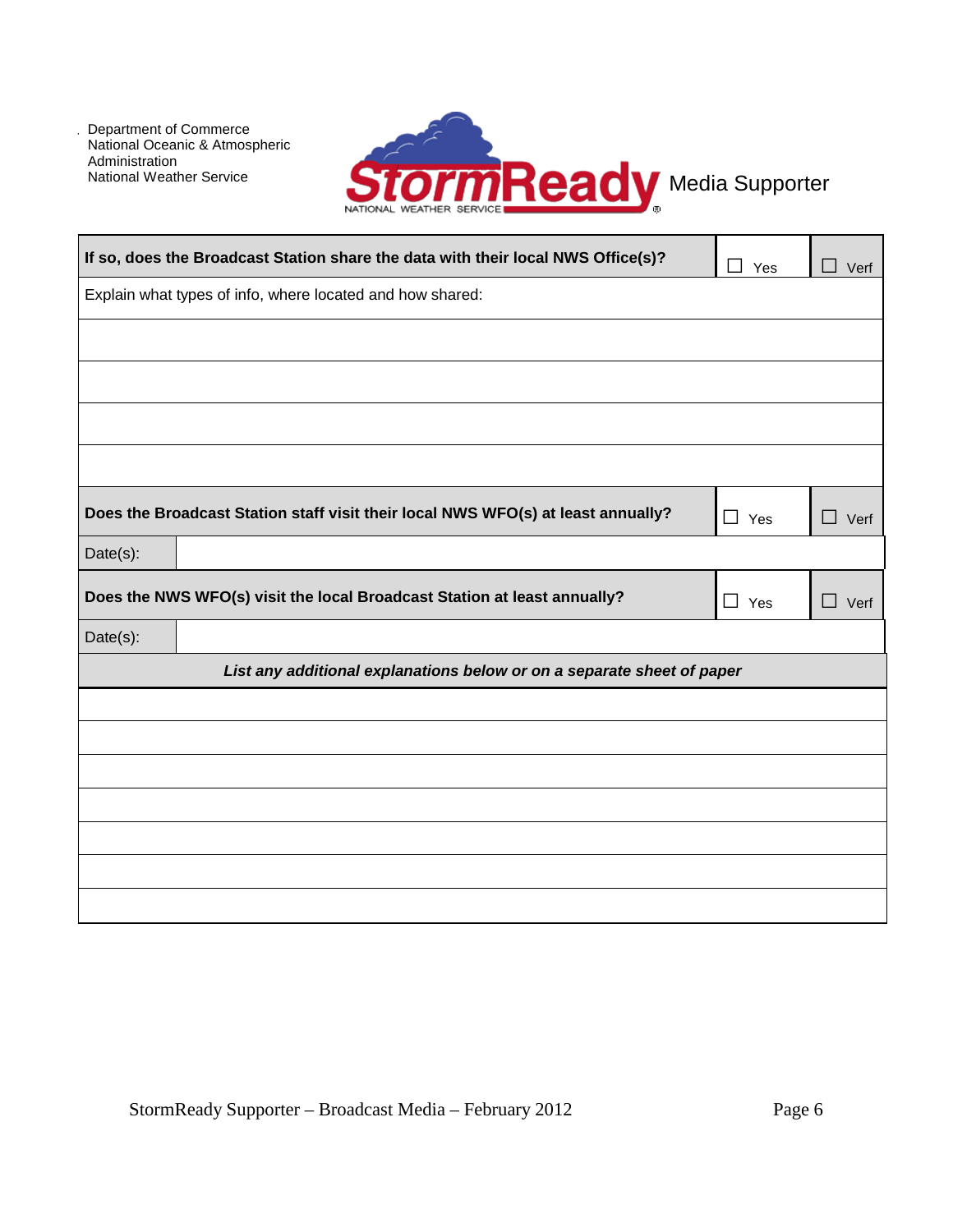Department of Commerce
National Oceanic & Atmospheric Administration
National Weather Service

StormReady Media Supporter

| **If so, does the Broadcast Station share the data with their local NWS Office(s)?** | ☐ Yes | ☐ Verf |
|---|---|---|
| Explain what types of info, where located and how shared: | | |
| | | |
| | | |
| | | |
| | | |
| **Does the Broadcast Station staff visit their local NWS WFO(s) at least annually?** | ☐ Yes | ☐ Verf |
| Date(s): | | |
| **Does the NWS WFO(s) visit the local Broadcast Station at least annually?** | ☐ Yes | ☐ Verf |
| Date(s): | | |

***List any additional explanations below or on a separate sheet of paper***

| |
|---|
| |
| |
| |
| |
| |
| |
| |

StormReady Supporter – Broadcast Media – February 2012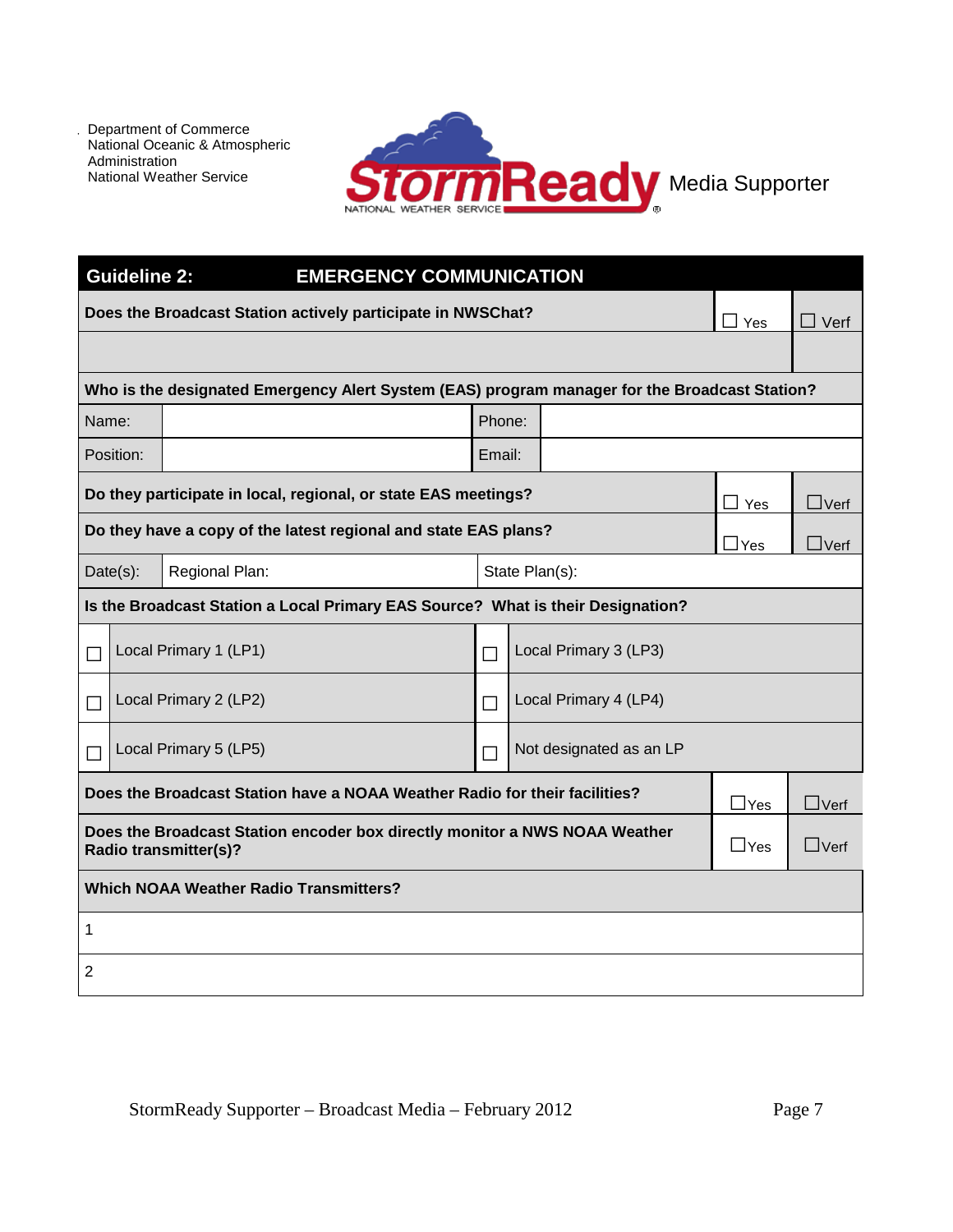Department of Commerce
National Oceanic & Atmospheric Administration
National Weather Service

StormReady Media Supporter

## Guideline 2: EMERGENCY COMMUNICATION

| Does the Broadcast Station actively participate in NWSChat? | ☐ Yes | ☐ Verf |
|---|---|---|
| | | |

**Who is the designated Emergency Alert System (EAS) program manager for the Broadcast Station?**

| Name: | | Phone: | |
|---|---|---|---|
| Position: | | Email: | |

| Question | | |
|---|---|---|
| **Do they participate in local, regional, or state EAS meetings?** | ☐ Yes | ☐ Verf |
| **Do they have a copy of the latest regional and state EAS plans?** | ☐ Yes | ☐ Verf |

| Date(s): | Regional Plan: | State Plan(s): |
|---|---|---|

**Is the Broadcast Station a Local Primary EAS Source? What is their Designation?**

| | | | |
|---|---|---|---|
| ☐ | Local Primary 1 (LP1) | ☐ | Local Primary 3 (LP3) |
| ☐ | Local Primary 2 (LP2) | ☐ | Local Primary 4 (LP4) |
| ☐ | Local Primary 5 (LP5) | ☐ | Not designated as an LP |

| Question | | |
|---|---|---|
| **Does the Broadcast Station have a NOAA Weather Radio for their facilities?** | ☐ Yes | ☐ Verf |
| **Does the Broadcast Station encoder box directly monitor a NWS NOAA Weather Radio transmitter(s)?** | ☐ Yes | ☐ Verf |

**Which NOAA Weather Radio Transmitters?**

| |
|---|
| 1 |
| 2 |

StormReady Supporter – Broadcast Media – February 2012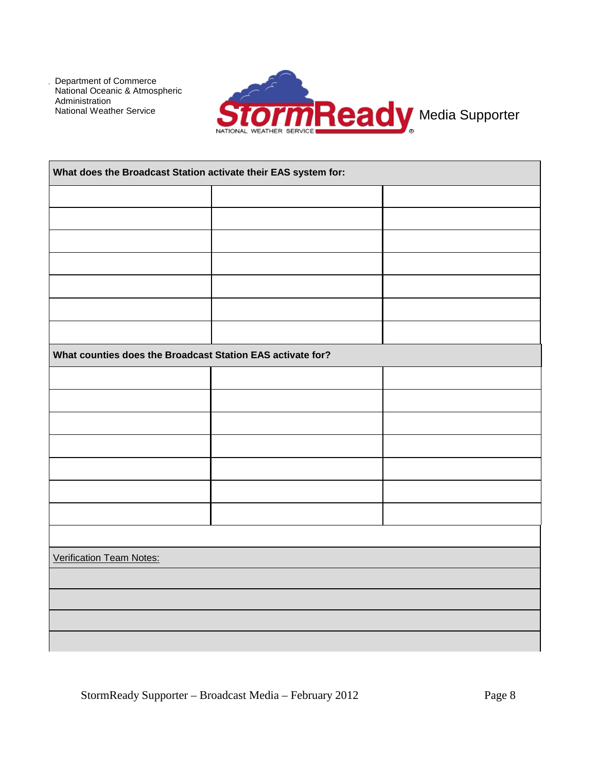Department of Commerce
National Oceanic & Atmospheric Administration
National Weather Service

StormReady Media Supporter

| What does the Broadcast Station activate their EAS system for: | | |
|---|---|---|
| | | |
| | | |
| | | |
| | | |
| | | |
| | | |
| | | |

| What counties does the Broadcast Station EAS activate for? | | |
|---|---|---|
| | | |
| | | |
| | | |
| | | |
| | | |
| | | |
| | | |

| Verification Team Notes: |
|---|
| |
| |
| |
| |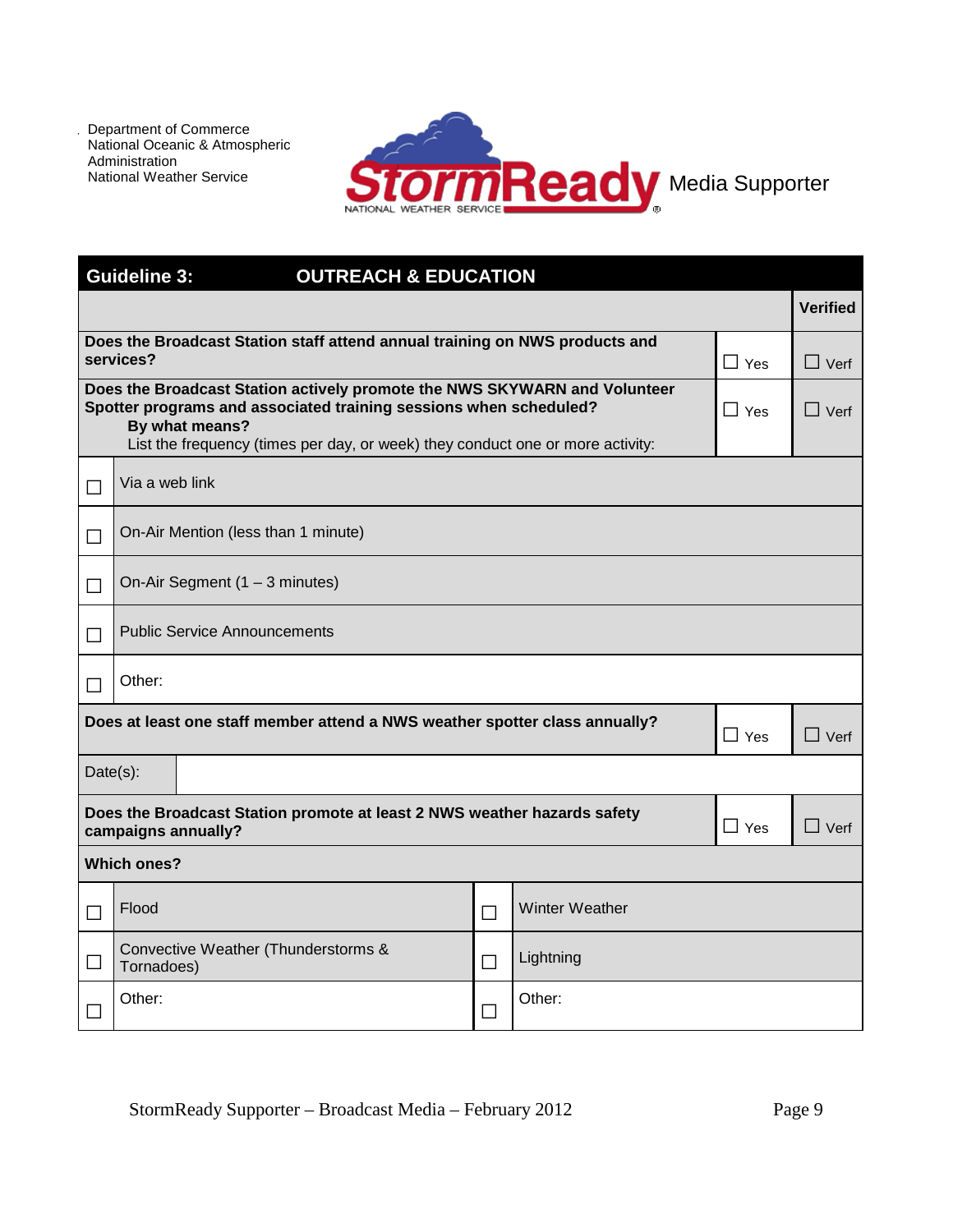Department of Commerce
National Oceanic & Atmospheric Administration
National Weather Service

StormReady Media Supporter

## Guideline 3: OUTREACH & EDUCATION

| | | Verified |
|---|---|---|
| **Does the Broadcast Station staff attend annual training on NWS products and services?** | ☐ Yes | ☐ Verf |
| **Does the Broadcast Station actively promote the NWS SKYWARN and Volunteer Spotter programs and associated training sessions when scheduled?** **By what means?** List the frequency (times per day, or week) they conduct one or more activity: | ☐ Yes | ☐ Verf |

| | |
|---|---|
| ☐ | Via a web link |
| ☐ | On-Air Mention (less than 1 minute) |
| ☐ | On-Air Segment (1 – 3 minutes) |
| ☐ | Public Service Announcements |
| ☐ | Other: |

| | | |
|---|---|---|
| **Does at least one staff member attend a NWS weather spotter class annually?** | ☐ Yes | ☐ Verf |
| Date(s): | | |
| **Does the Broadcast Station promote at least 2 NWS weather hazards safety campaigns annually?** | ☐ Yes | ☐ Verf |

**Which ones?**

| | | | |
|---|---|---|---|
| ☐ | Flood | ☐ | Winter Weather |
| ☐ | Convective Weather (Thunderstorms & Tornadoes) | ☐ | Lightning |
| ☐ | Other: | ☐ | Other: |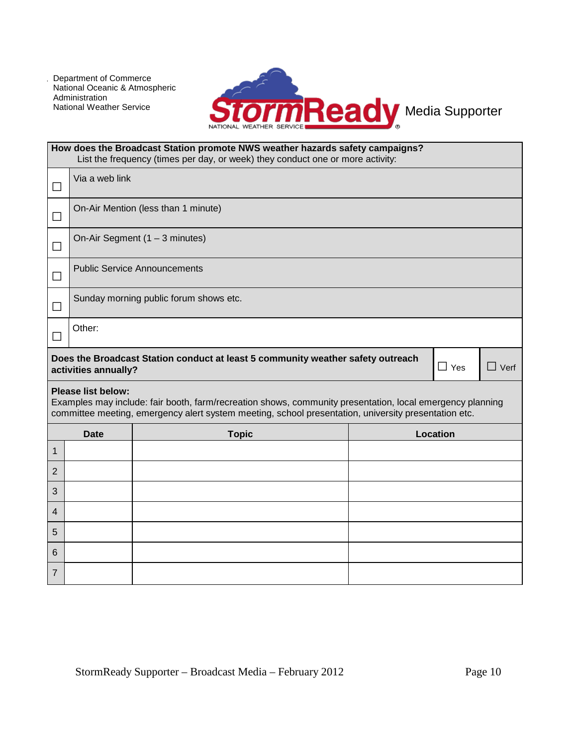Department of Commerce
National Oceanic & Atmospheric Administration
National Weather Service

StormReady Media Supporter

| How does the Broadcast Station promote NWS weather hazards safety campaigns? List the frequency (times per day, or week) they conduct one or more activity: | |
|---|---|
| ☐ | Via a web link |
| ☐ | On-Air Mention (less than 1 minute) |
| ☐ | On-Air Segment (1 – 3 minutes) |
| ☐ | Public Service Announcements |
| ☐ | Sunday morning public forum shows etc. |
| ☐ | Other: |

| **Does the Broadcast Station conduct at least 5 community weather safety outreach activities annually?** | ☐ Yes | ☐ Verf |
|---|---|---|

**Please list below:**
Examples may include: fair booth, farm/recreation shows, community presentation, local emergency planning committee meeting, emergency alert system meeting, school presentation, university presentation etc.

| | Date | Topic | Location |
|---|---|---|---|
| 1 | | | |
| 2 | | | |
| 3 | | | |
| 4 | | | |
| 5 | | | |
| 6 | | | |
| 7 | | | |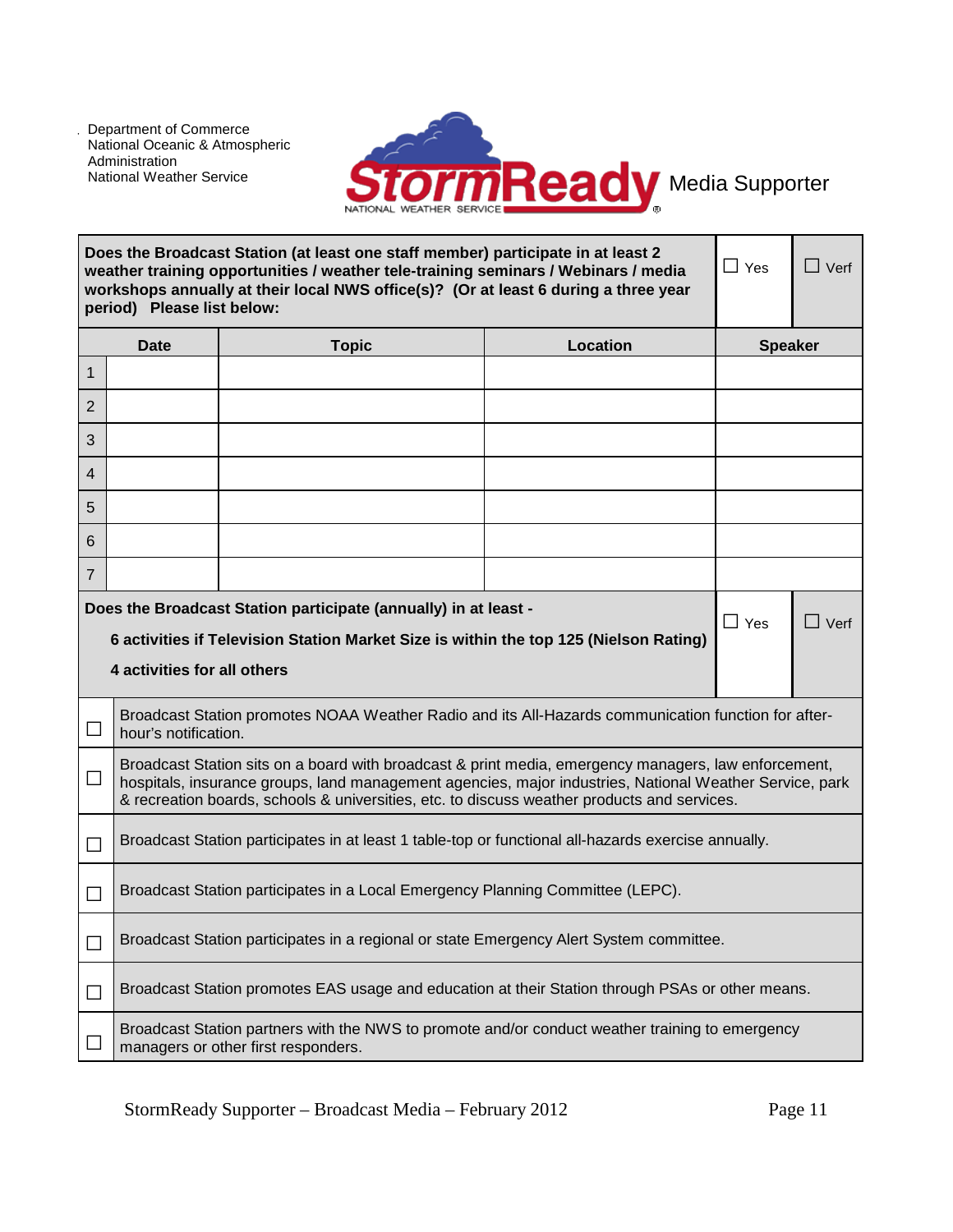Department of Commerce
National Oceanic & Atmospheric Administration
National Weather Service

StormReady Media Supporter

| Does the Broadcast Station (at least one staff member) participate in at least 2 weather training opportunities / weather tele-training seminars / Webinars / media workshops annually at their local NWS office(s)? (Or at least 6 during a three year period) Please list below: | | | ☐ Yes | ☐ Verf |
|---|---|---|---|---|
| | **Date** | **Topic** | **Location** | **Speaker** |
| 1 | | | | |
| 2 | | | | |
| 3 | | | | |
| 4 | | | | |
| 5 | | | | |
| 6 | | | | |
| 7 | | | | |

| **Does the Broadcast Station participate (annually) in at least -**<br>**6 activities if Television Station Market Size is within the top 125 (Nielson Rating)**<br>**4 activities for all others** | ☐ Yes | ☐ Verf |
|---|---|---|

| | |
|---|---|
| ☐ | Broadcast Station promotes NOAA Weather Radio and its All-Hazards communication function for after-hour's notification. |
| ☐ | Broadcast Station sits on a board with broadcast & print media, emergency managers, law enforcement, hospitals, insurance groups, land management agencies, major industries, National Weather Service, park & recreation boards, schools & universities, etc. to discuss weather products and services. |
| ☐ | Broadcast Station participates in at least 1 table-top or functional all-hazards exercise annually. |
| ☐ | Broadcast Station participates in a Local Emergency Planning Committee (LEPC). |
| ☐ | Broadcast Station participates in a regional or state Emergency Alert System committee. |
| ☐ | Broadcast Station promotes EAS usage and education at their Station through PSAs or other means. |
| ☐ | Broadcast Station partners with the NWS to promote and/or conduct weather training to emergency managers or other first responders. |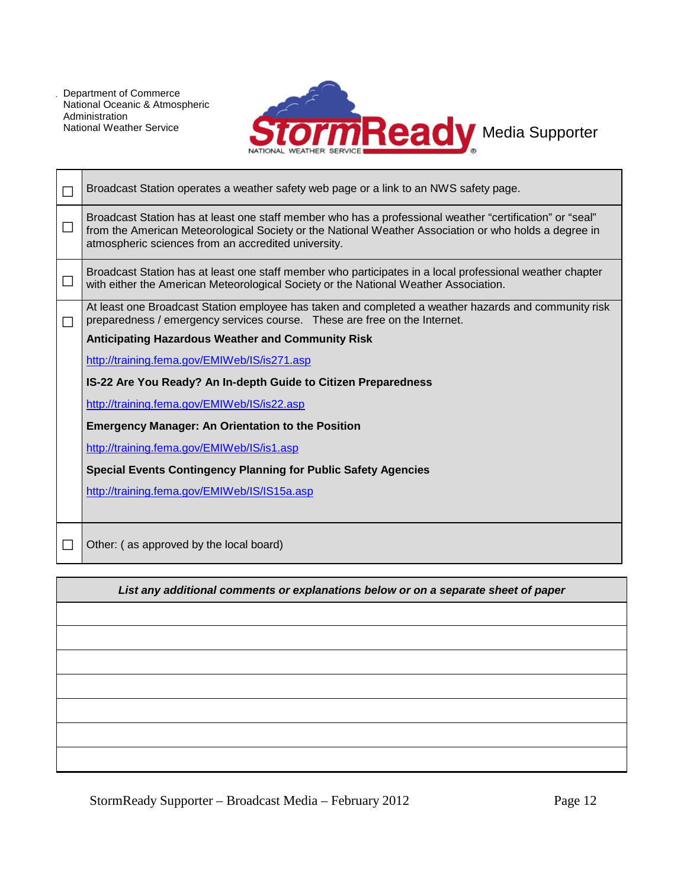Department of Commerce
National Oceanic & Atmospheric Administration
National Weather Service

StormReady NATIONAL WEATHER SERVICE Media Supporter

| | |
|---|---|
| ☐ | Broadcast Station operates a weather safety web page or a link to an NWS safety page. |
| ☐ | Broadcast Station has at least one staff member who has a professional weather "certification" or "seal" from the American Meteorological Society or the National Weather Association or who holds a degree in atmospheric sciences from an accredited university. |
| ☐ | Broadcast Station has at least one staff member who participates in a local professional weather chapter with either the American Meteorological Society or the National Weather Association. |
| ☐ | At least one Broadcast Station employee has taken and completed a weather hazards and community risk preparedness / emergency services course. These are free on the Internet.<br>**Anticipating Hazardous Weather and Community Risk**<br>http://training.fema.gov/EMIWeb/IS/is271.asp<br>**IS-22 Are You Ready? An In-depth Guide to Citizen Preparedness**<br>http://training.fema.gov/EMIWeb/IS/is22.asp<br>**Emergency Manager: An Orientation to the Position**<br>http://training.fema.gov/EMIWeb/IS/is1.asp<br>**Special Events Contingency Planning for Public Safety Agencies**<br>http://training.fema.gov/EMIWeb/IS/IS15a.asp |
| ☐ | Other: ( as approved by the local board) |

| ***List any additional comments or explanations below or on a separate sheet of paper*** |
|---|
| |
| |
| |
| |
| |
| |
| |

StormReady Supporter – Broadcast Media – February 2012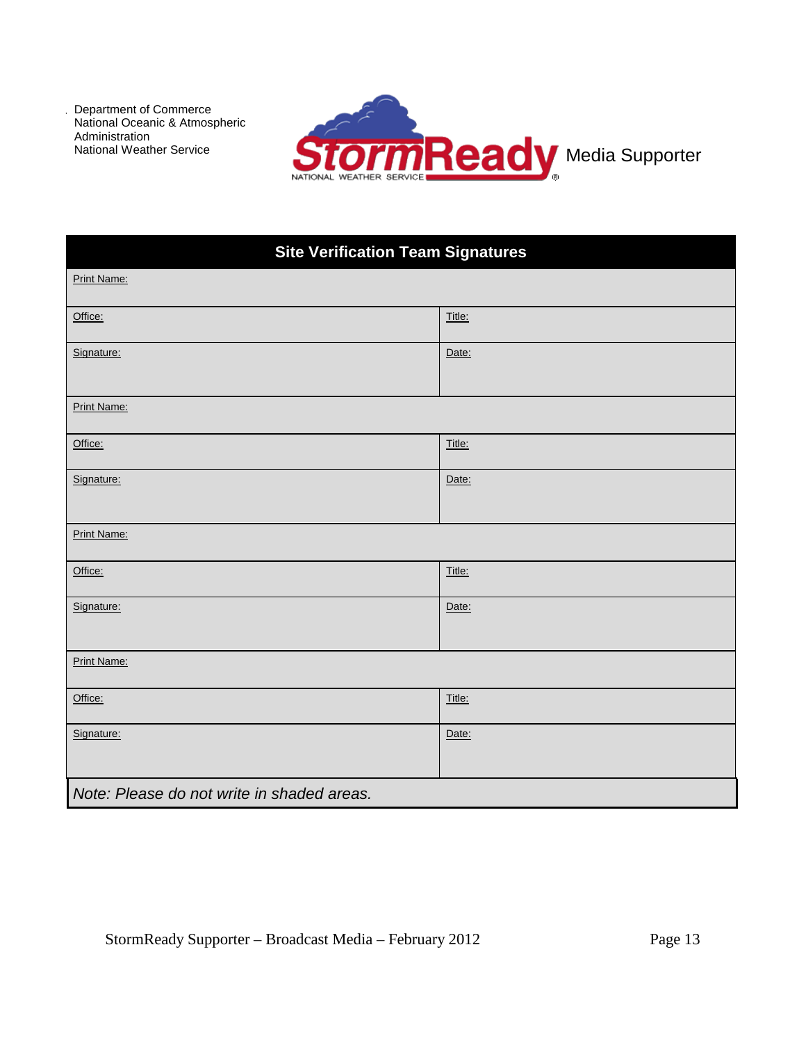Department of Commerce
National Oceanic & Atmospheric Administration
National Weather Service

StormReady NATIONAL WEATHER SERVICE Media Supporter

## Site Verification Team Signatures

| | |
|---|---|
| Print Name: | |
| Office: | Title: |
| Signature: | Date: |
| Print Name: | |
| Office: | Title: |
| Signature: | Date: |
| Print Name: | |
| Office: | Title: |
| Signature: | Date: |
| Print Name: | |
| Office: | Title: |
| Signature: | Date: |

*Note: Please do not write in shaded areas.*